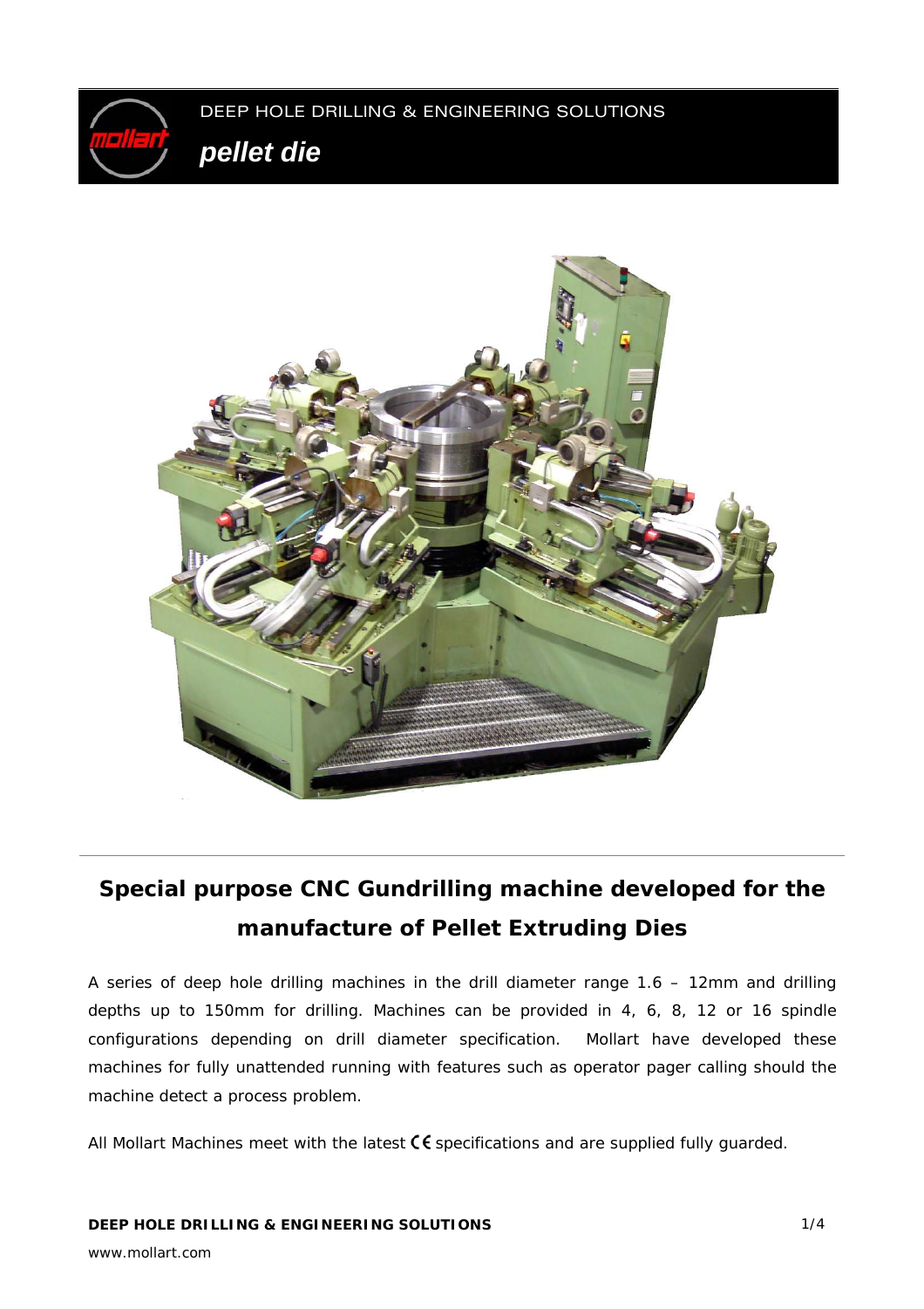DEEP HOLE DRILLING & ENGINEERING SOLUTIONS

***pellet die***

## Special purpose CNC Gundrilling machine developed for the manufacture of Pellet Extruding Dies

A series of deep hole drilling machines in the drill diameter range 1.6 – 12mm and drilling depths up to 150mm for drilling. Machines can be provided in 4, 6, 8, 12 or 16 spindle configurations depending on drill diameter specification. Mollart have developed these machines for fully unattended running with features such as operator pager calling should the machine detect a process problem.

All Mollart Machines meet with the latest CE specifications and are supplied fully guarded.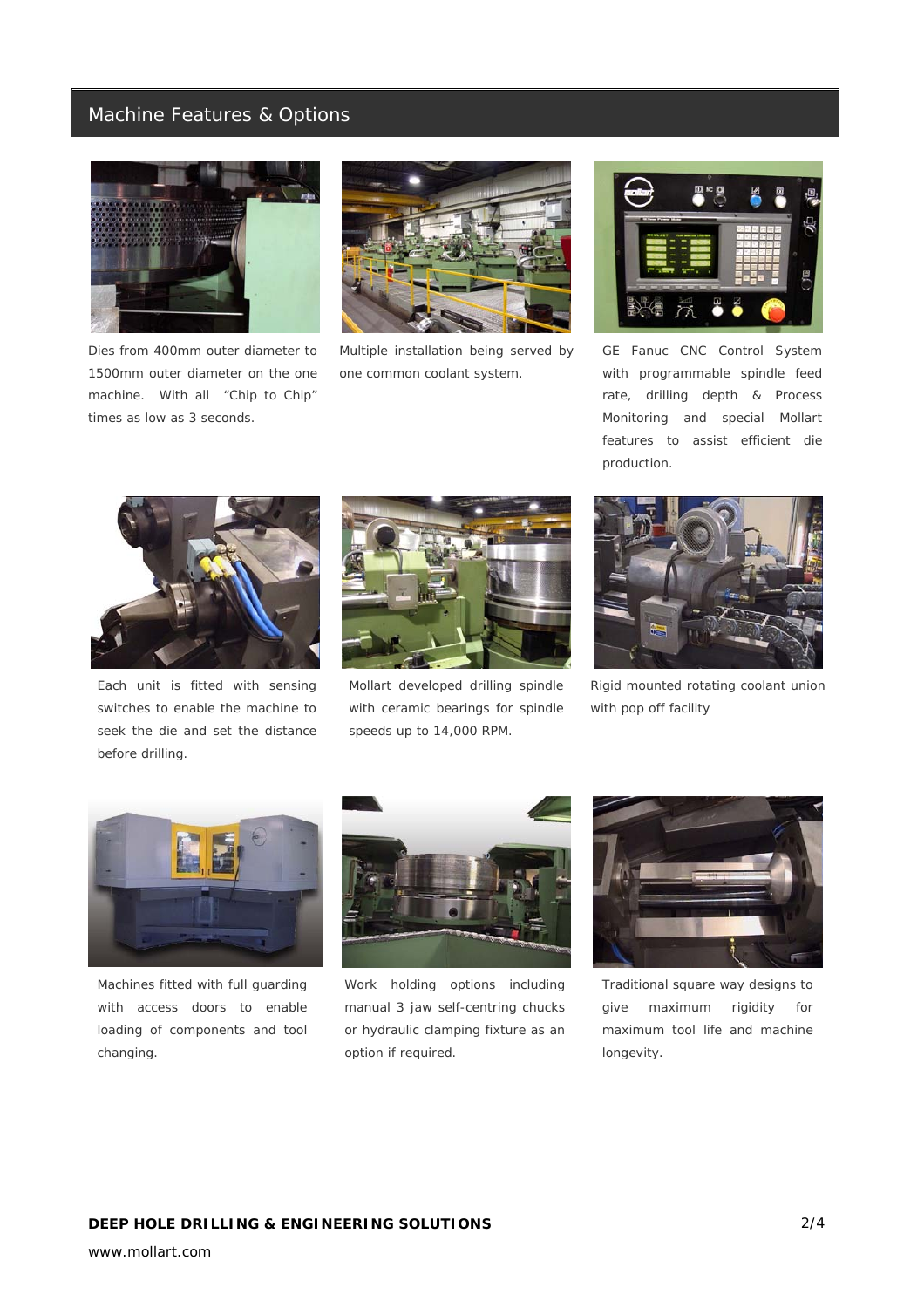## Machine Features & Options

Dies from 400mm outer diameter to 1500mm outer diameter on the one machine. With all "Chip to Chip" times as low as 3 seconds.

Multiple installation being served by one common coolant system.

GE Fanuc CNC Control System with programmable spindle feed rate, drilling depth & Process Monitoring and special Mollart features to assist efficient die production.

Each unit is fitted with sensing switches to enable the machine to seek the die and set the distance before drilling.

Mollart developed drilling spindle with ceramic bearings for spindle speeds up to 14,000 RPM.

Rigid mounted rotating coolant union with pop off facility

Machines fitted with full guarding with access doors to enable loading of components and tool changing.

Work holding options including manual 3 jaw self-centring chucks or hydraulic clamping fixture as an option if required.

Traditional square way designs to give maximum rigidity for maximum tool life and machine longevity.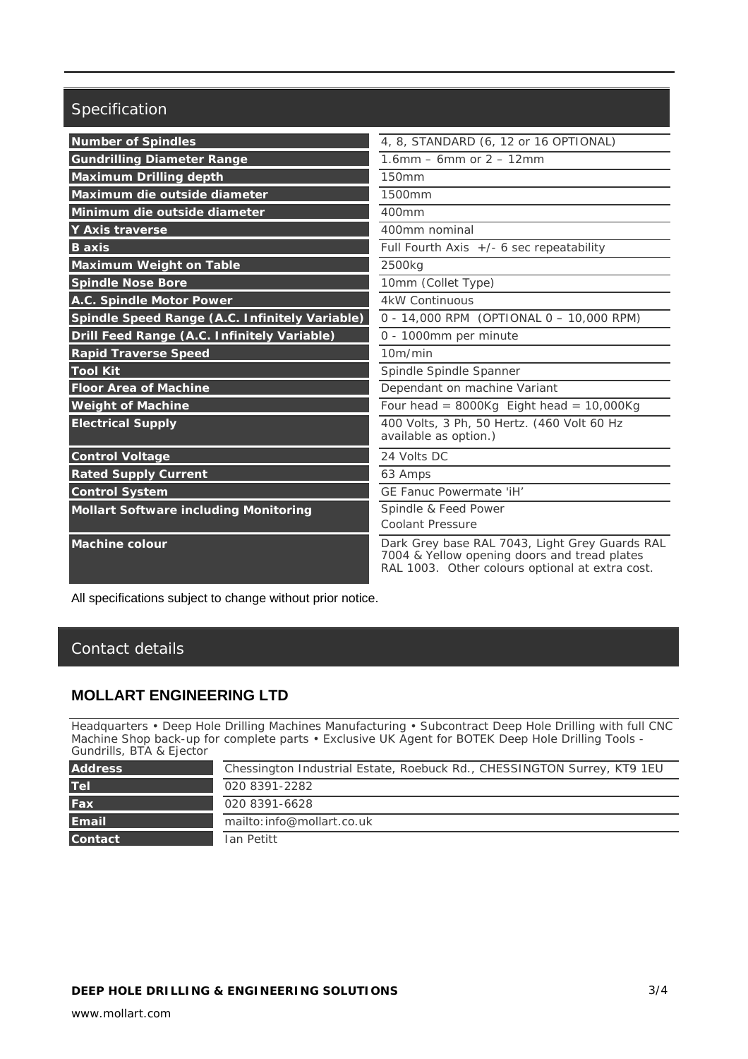## Specification

| | |
|---|---|
| **Number of Spindles** | 4, 8, STANDARD (6, 12 or 16 OPTIONAL) |
| **Gundrilling Diameter Range** | 1.6mm – 6mm or 2 – 12mm |
| **Maximum Drilling depth** | 150mm |
| **Maximum die outside diameter** | 1500mm |
| **Minimum die outside diameter** | 400mm |
| **Y Axis traverse** | 400mm nominal |
| **B axis** | Full Fourth Axis +/- 6 sec repeatability |
| **Maximum Weight on Table** | 2500kg |
| **Spindle Nose Bore** | 10mm (Collet Type) |
| **A.C. Spindle Motor Power** | 4kW Continuous |
| **Spindle Speed Range (A.C. Infinitely Variable)** | 0 - 14,000 RPM (OPTIONAL 0 – 10,000 RPM) |
| **Drill Feed Range (A.C. Infinitely Variable)** | 0 - 1000mm per minute |
| **Rapid Traverse Speed** | 10m/min |
| **Tool Kit** | Spindle Spindle Spanner |
| **Floor Area of Machine** | Dependant on machine Variant |
| **Weight of Machine** | Four head = 8000Kg Eight head = 10,000Kg |
| **Electrical Supply** | 400 Volts, 3 Ph, 50 Hertz. (460 Volt 60 Hz available as option.) |
| **Control Voltage** | 24 Volts DC |
| **Rated Supply Current** | 63 Amps |
| **Control System** | GE Fanuc Powermate 'iH' |
| **Mollart Software including Monitoring** | Spindle & Feed Power<br>Coolant Pressure |
| **Machine colour** | Dark Grey base RAL 7043, Light Grey Guards RAL 7004 & Yellow opening doors and tread plates RAL 1003. Other colours optional at extra cost. |

All specifications subject to change without prior notice.

## Contact details

### MOLLART ENGINEERING LTD

Headquarters • Deep Hole Drilling Machines Manufacturing • Subcontract Deep Hole Drilling with full CNC Machine Shop back-up for complete parts • Exclusive UK Agent for BOTEK Deep Hole Drilling Tools - Gundrills, BTA & Ejector

| | |
|---|---|
| **Address** | Chessington Industrial Estate, Roebuck Rd., CHESSINGTON Surrey, KT9 1EU |
| **Tel** | 020 8391-2282 |
| **Fax** | 020 8391-6628 |
| **Email** | mailto:info@mollart.co.uk |
| **Contact** | Ian Petitt |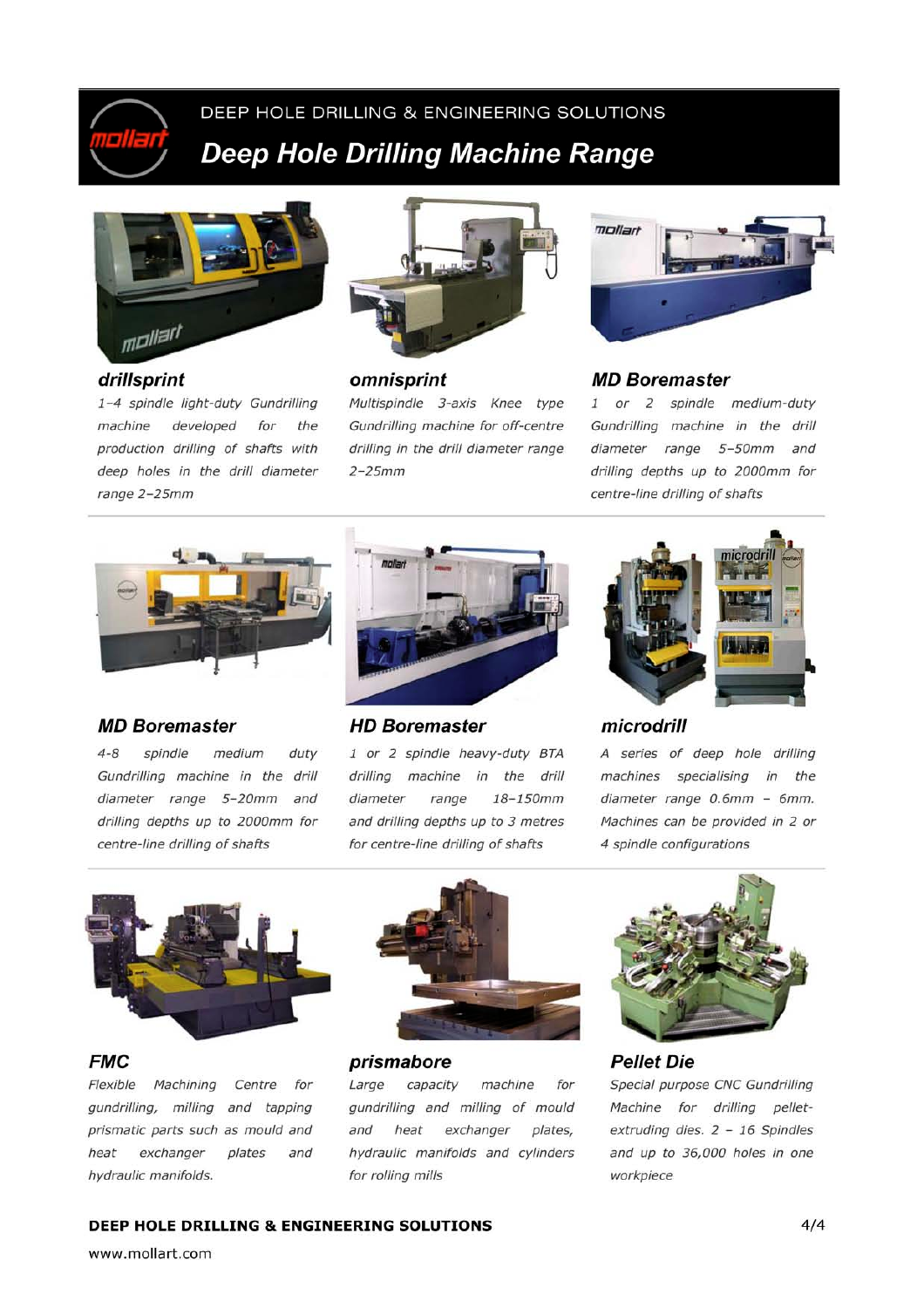DEEP HOLE DRILLING & ENGINEERING SOLUTIONS

# Deep Hole Drilling Machine Range

### drillsprint

*1–4 spindle light-duty Gundrilling machine developed for the production drilling of shafts with deep holes in the drill diameter range 2–25mm*

### omnisprint

*Multispindle 3-axis Knee type Gundrilling machine for off-centre drilling in the drill diameter range 2–25mm*

### MD Boremaster

*1 or 2 spindle medium-duty Gundrilling machine in the drill diameter range 5–50mm and drilling depths up to 2000mm for centre-line drilling of shafts*

### MD Boremaster

*4-8 spindle medium duty Gundrilling machine in the drill diameter range 5–20mm and drilling depths up to 2000mm for centre-line drilling of shafts*

### HD Boremaster

*1 or 2 spindle heavy-duty BTA drilling machine in the drill diameter range 18–150mm and drilling depths up to 3 metres for centre-line drilling of shafts*

### microdrill

*A series of deep hole drilling machines specialising in the diameter range 0.6mm – 6mm. Machines can be provided in 2 or 4 spindle configurations*

### FMC

*Flexible Machining Centre for gundrilling, milling and tapping prismatic parts such as mould and heat exchanger plates and hydraulic manifolds.*

### prismabore

*Large capacity machine for gundrilling and milling of mould and heat exchanger plates, hydraulic manifolds and cylinders for rolling mills*

### Pellet Die

*Special purpose CNC Gundrilling Machine for drilling pellet-extruding dies. 2 – 16 Spindles and up to 36,000 holes in one workpiece*

**DEEP HOLE DRILLING & ENGINEERING SOLUTIONS**

www.mollart.com